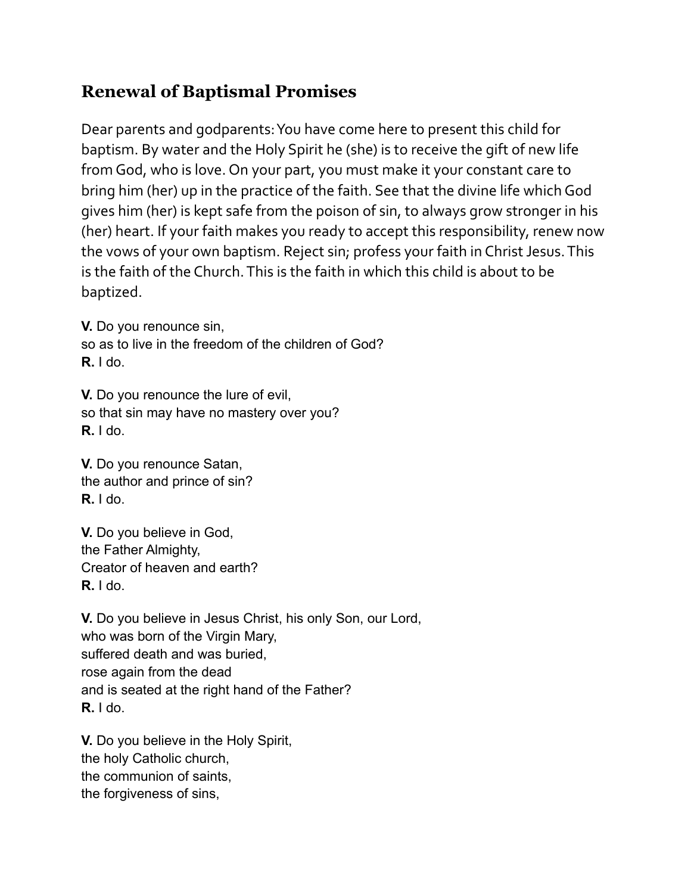## Renewal of Baptismal Promises

Dear parents and godparents: You have come here to present this child for baptism. By water and the Holy Spirit he (she) is to receive the gift of new life from God, who is love. On your part, you must make it your constant care to bring him (her) up in the practice of the faith. See that the divine life which God gives him (her) is kept safe from the poison of sin, to always grow stronger in his (her) heart. If your faith makes you ready to accept this responsibility, renew now the vows of your own baptism. Reject sin; profess your faith in Christ Jesus. This is the faith of the Church. This is the faith in which this child is about to be baptized.

**V.** Do you renounce sin,
so as to live in the freedom of the children of God?
**R.** I do.

**V.** Do you renounce the lure of evil,
so that sin may have no mastery over you?
**R.** I do.

**V.** Do you renounce Satan,
the author and prince of sin?
**R.** I do.

**V.** Do you believe in God,
the Father Almighty,
Creator of heaven and earth?
**R.** I do.

**V.** Do you believe in Jesus Christ, his only Son, our Lord,
who was born of the Virgin Mary,
suffered death and was buried,
rose again from the dead
and is seated at the right hand of the Father?
**R.** I do.

**V.** Do you believe in the Holy Spirit,
the holy Catholic church,
the communion of saints,
the forgiveness of sins,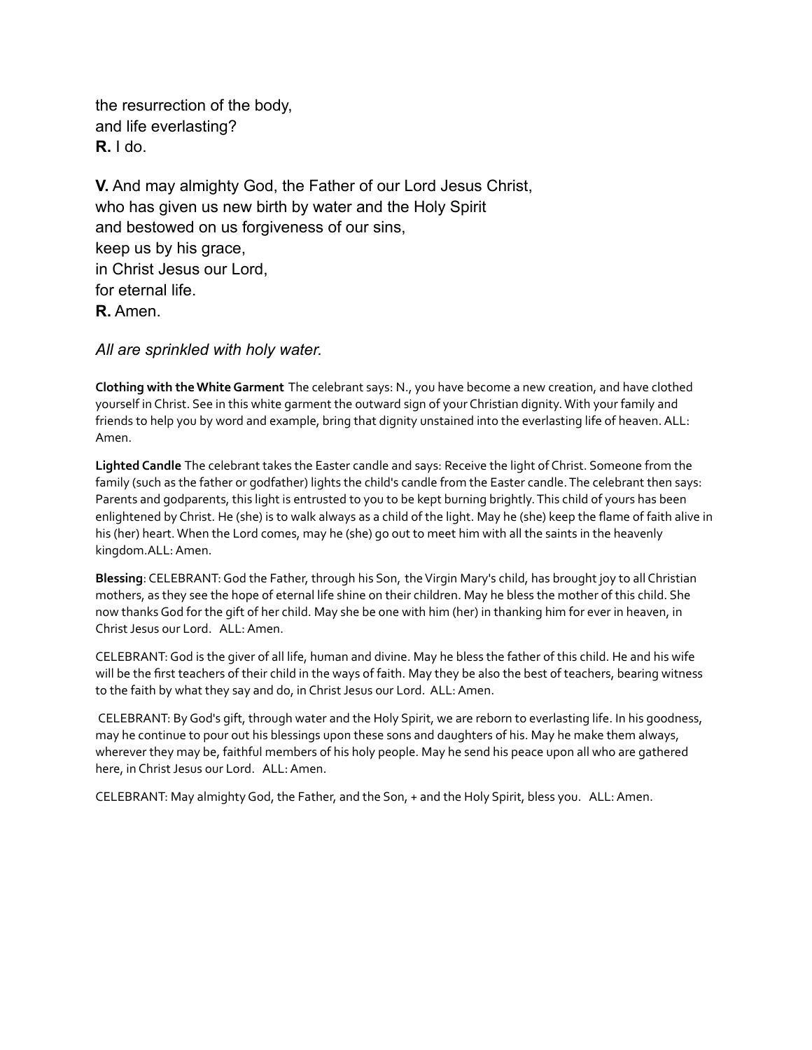the resurrection of the body,
and life everlasting?
**R.** I do.

**V.** And may almighty God, the Father of our Lord Jesus Christ,
who has given us new birth by water and the Holy Spirit
and bestowed on us forgiveness of our sins,
keep us by his grace,
in Christ Jesus our Lord,
for eternal life.
**R.** Amen.

*All are sprinkled with holy water.*

**Clothing with the White Garment** The celebrant says: N., you have become a new creation, and have clothed yourself in Christ. See in this white garment the outward sign of your Christian dignity. With your family and friends to help you by word and example, bring that dignity unstained into the everlasting life of heaven. ALL: Amen.

**Lighted Candle** The celebrant takes the Easter candle and says: Receive the light of Christ. Someone from the family (such as the father or godfather) lights the child's candle from the Easter candle. The celebrant then says: Parents and godparents, this light is entrusted to you to be kept burning brightly. This child of yours has been enlightened by Christ. He (she) is to walk always as a child of the light. May he (she) keep the flame of faith alive in his (her) heart. When the Lord comes, may he (she) go out to meet him with all the saints in the heavenly kingdom.ALL: Amen.

**Blessing**: CELEBRANT: God the Father, through his Son, the Virgin Mary's child, has brought joy to all Christian mothers, as they see the hope of eternal life shine on their children. May he bless the mother of this child. She now thanks God for the gift of her child. May she be one with him (her) in thanking him for ever in heaven, in Christ Jesus our Lord. ALL: Amen.

CELEBRANT: God is the giver of all life, human and divine. May he bless the father of this child. He and his wife will be the first teachers of their child in the ways of faith. May they be also the best of teachers, bearing witness to the faith by what they say and do, in Christ Jesus our Lord. ALL: Amen.

CELEBRANT: By God's gift, through water and the Holy Spirit, we are reborn to everlasting life. In his goodness, may he continue to pour out his blessings upon these sons and daughters of his. May he make them always, wherever they may be, faithful members of his holy people. May he send his peace upon all who are gathered here, in Christ Jesus our Lord. ALL: Amen.

CELEBRANT: May almighty God, the Father, and the Son, + and the Holy Spirit, bless you. ALL: Amen.